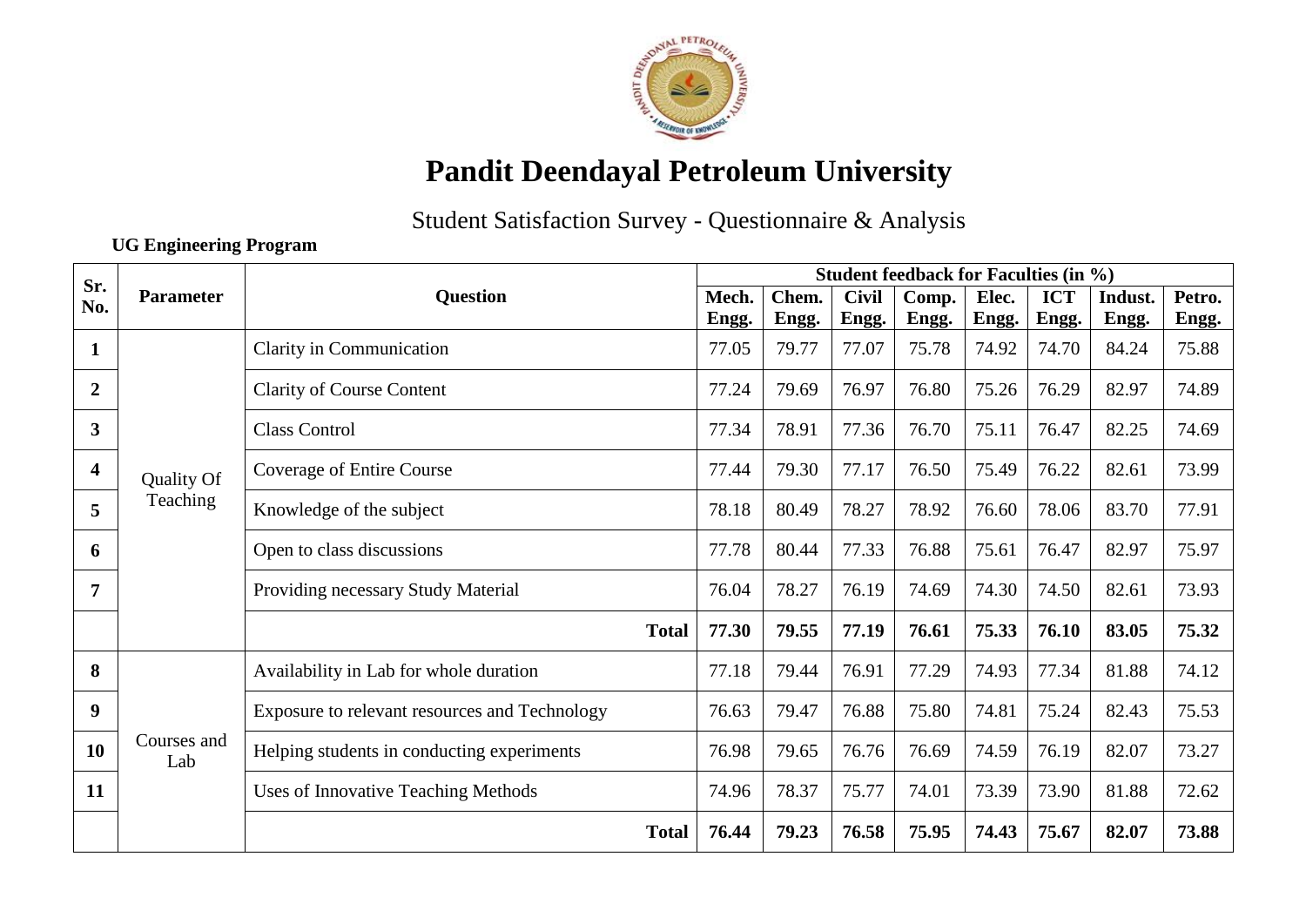# Pandit Deendayal Petroleum University

## Student Satisfaction Survey - Questionnaire & Analysis

**UG Engineering Program**

| Sr. No. | Parameter | Question | Student feedback for Faculties (in %) | | | | | | | |
|---|---|---|---|---|---|---|---|---|---|---|
| | | | **Mech. Engg.** | **Chem. Engg.** | **Civil Engg.** | **Comp. Engg.** | **Elec. Engg.** | **ICT Engg.** | **Indust. Engg.** | **Petro. Engg.** |
| **1** | Quality Of Teaching | Clarity in Communication | 77.05 | 79.77 | 77.07 | 75.78 | 74.92 | 74.70 | 84.24 | 75.88 |
| **2** | | Clarity of Course Content | 77.24 | 79.69 | 76.97 | 76.80 | 75.26 | 76.29 | 82.97 | 74.89 |
| **3** | | Class Control | 77.34 | 78.91 | 77.36 | 76.70 | 75.11 | 76.47 | 82.25 | 74.69 |
| **4** | | Coverage of Entire Course | 77.44 | 79.30 | 77.17 | 76.50 | 75.49 | 76.22 | 82.61 | 73.99 |
| **5** | | Knowledge of the subject | 78.18 | 80.49 | 78.27 | 78.92 | 76.60 | 78.06 | 83.70 | 77.91 |
| **6** | | Open to class discussions | 77.78 | 80.44 | 77.33 | 76.88 | 75.61 | 76.47 | 82.97 | 75.97 |
| **7** | | Providing necessary Study Material | 76.04 | 78.27 | 76.19 | 74.69 | 74.30 | 74.50 | 82.61 | 73.93 |
| | | **Total** | **77.30** | **79.55** | **77.19** | **76.61** | **75.33** | **76.10** | **83.05** | **75.32** |
| **8** | Courses and Lab | Availability in Lab for whole duration | 77.18 | 79.44 | 76.91 | 77.29 | 74.93 | 77.34 | 81.88 | 74.12 |
| **9** | | Exposure to relevant resources and Technology | 76.63 | 79.47 | 76.88 | 75.80 | 74.81 | 75.24 | 82.43 | 75.53 |
| **10** | | Helping students in conducting experiments | 76.98 | 79.65 | 76.76 | 76.69 | 74.59 | 76.19 | 82.07 | 73.27 |
| **11** | | Uses of Innovative Teaching Methods | 74.96 | 78.37 | 75.77 | 74.01 | 73.39 | 73.90 | 81.88 | 72.62 |
| | | **Total** | **76.44** | **79.23** | **76.58** | **75.95** | **74.43** | **75.67** | **82.07** | **73.88** |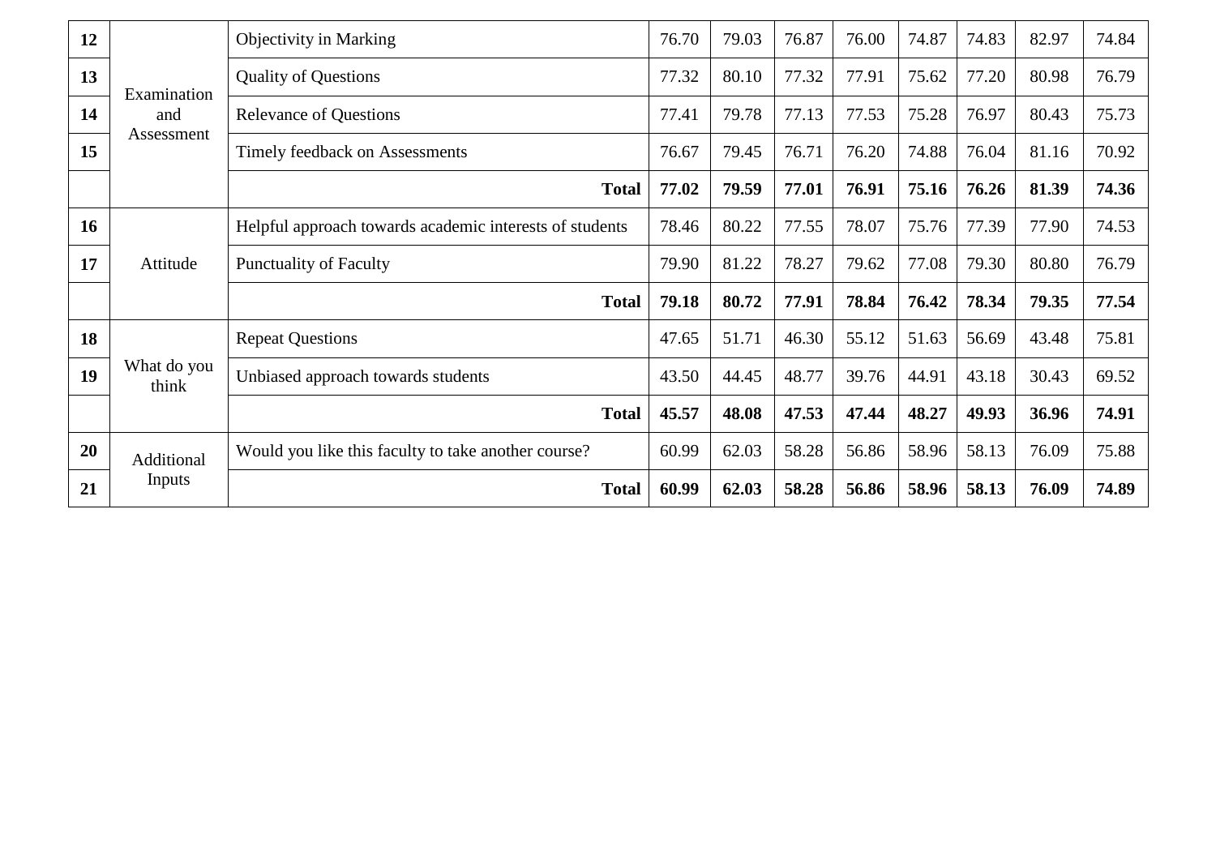| | | | | | | | | | | |
|---|---|---|---|---|---|---|---|---|---|---|
| **12** | Examination and Assessment | Objectivity in Marking | 76.70 | 79.03 | 76.87 | 76.00 | 74.87 | 74.83 | 82.97 | 74.84 |
| **13** | | Quality of Questions | 77.32 | 80.10 | 77.32 | 77.91 | 75.62 | 77.20 | 80.98 | 76.79 |
| **14** | | Relevance of Questions | 77.41 | 79.78 | 77.13 | 77.53 | 75.28 | 76.97 | 80.43 | 75.73 |
| **15** | | Timely feedback on Assessments | 76.67 | 79.45 | 76.71 | 76.20 | 74.88 | 76.04 | 81.16 | 70.92 |
| | | **Total** | **77.02** | **79.59** | **77.01** | **76.91** | **75.16** | **76.26** | **81.39** | **74.36** |
| **16** | Attitude | Helpful approach towards academic interests of students | 78.46 | 80.22 | 77.55 | 78.07 | 75.76 | 77.39 | 77.90 | 74.53 |
| **17** | | Punctuality of Faculty | 79.90 | 81.22 | 78.27 | 79.62 | 77.08 | 79.30 | 80.80 | 76.79 |
| | | **Total** | **79.18** | **80.72** | **77.91** | **78.84** | **76.42** | **78.34** | **79.35** | **77.54** |
| **18** | What do you think | Repeat Questions | 47.65 | 51.71 | 46.30 | 55.12 | 51.63 | 56.69 | 43.48 | 75.81 |
| **19** | | Unbiased approach towards students | 43.50 | 44.45 | 48.77 | 39.76 | 44.91 | 43.18 | 30.43 | 69.52 |
| | | **Total** | **45.57** | **48.08** | **47.53** | **47.44** | **48.27** | **49.93** | **36.96** | **74.91** |
| **20** | Additional Inputs | Would you like this faculty to take another course? | 60.99 | 62.03 | 58.28 | 56.86 | 58.96 | 58.13 | 76.09 | 75.88 |
| **21** | | **Total** | **60.99** | **62.03** | **58.28** | **56.86** | **58.96** | **58.13** | **76.09** | **74.89** |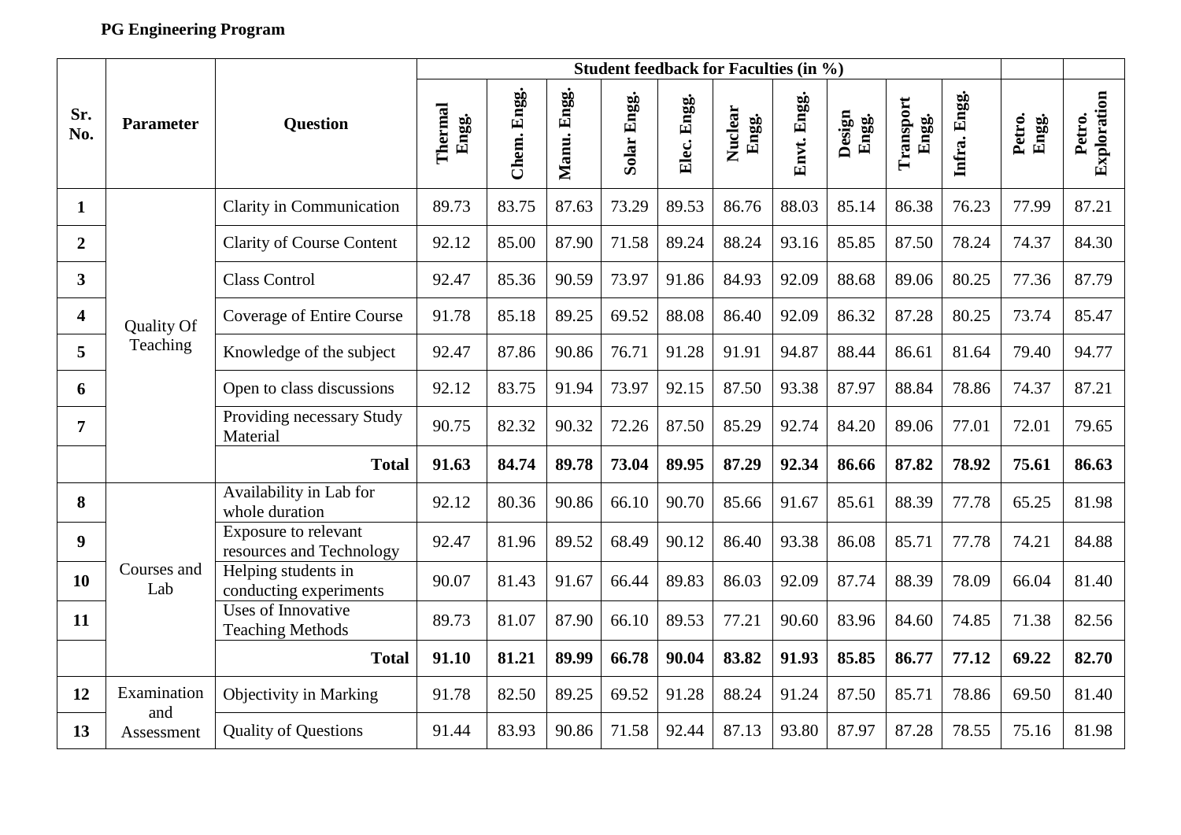**PG Engineering Program**

| Sr. No. | Parameter | Question | Student feedback for Faculties (in %) | | | | | | | | | | | |
|---|---|---|---|---|---|---|---|---|---|---|---|---|---|---|
| | | | Thermal Engg. | Chem. Engg. | Manu. Engg. | Solar Engg. | Elec. Engg. | Nuclear Engg. | Envt. Engg. | Design Engg. | Transport Engg. | Infra. Engg. | Petro. Engg. | Petro. Exploration |
| **1** | Quality Of Teaching | Clarity in Communication | 89.73 | 83.75 | 87.63 | 73.29 | 89.53 | 86.76 | 88.03 | 85.14 | 86.38 | 76.23 | 77.99 | 87.21 |
| **2** | | Clarity of Course Content | 92.12 | 85.00 | 87.90 | 71.58 | 89.24 | 88.24 | 93.16 | 85.85 | 87.50 | 78.24 | 74.37 | 84.30 |
| **3** | | Class Control | 92.47 | 85.36 | 90.59 | 73.97 | 91.86 | 84.93 | 92.09 | 88.68 | 89.06 | 80.25 | 77.36 | 87.79 |
| **4** | | Coverage of Entire Course | 91.78 | 85.18 | 89.25 | 69.52 | 88.08 | 86.40 | 92.09 | 86.32 | 87.28 | 80.25 | 73.74 | 85.47 |
| **5** | | Knowledge of the subject | 92.47 | 87.86 | 90.86 | 76.71 | 91.28 | 91.91 | 94.87 | 88.44 | 86.61 | 81.64 | 79.40 | 94.77 |
| **6** | | Open to class discussions | 92.12 | 83.75 | 91.94 | 73.97 | 92.15 | 87.50 | 93.38 | 87.97 | 88.84 | 78.86 | 74.37 | 87.21 |
| **7** | | Providing necessary Study Material | 90.75 | 82.32 | 90.32 | 72.26 | 87.50 | 85.29 | 92.74 | 84.20 | 89.06 | 77.01 | 72.01 | 79.65 |
| | | **Total** | **91.63** | **84.74** | **89.78** | **73.04** | **89.95** | **87.29** | **92.34** | **86.66** | **87.82** | **78.92** | **75.61** | **86.63** |
| **8** | Courses and Lab | Availability in Lab for whole duration | 92.12 | 80.36 | 90.86 | 66.10 | 90.70 | 85.66 | 91.67 | 85.61 | 88.39 | 77.78 | 65.25 | 81.98 |
| **9** | | Exposure to relevant resources and Technology | 92.47 | 81.96 | 89.52 | 68.49 | 90.12 | 86.40 | 93.38 | 86.08 | 85.71 | 77.78 | 74.21 | 84.88 |
| **10** | | Helping students in conducting experiments | 90.07 | 81.43 | 91.67 | 66.44 | 89.83 | 86.03 | 92.09 | 87.74 | 88.39 | 78.09 | 66.04 | 81.40 |
| **11** | | Uses of Innovative Teaching Methods | 89.73 | 81.07 | 87.90 | 66.10 | 89.53 | 77.21 | 90.60 | 83.96 | 84.60 | 74.85 | 71.38 | 82.56 |
| | | **Total** | **91.10** | **81.21** | **89.99** | **66.78** | **90.04** | **83.82** | **91.93** | **85.85** | **86.77** | **77.12** | **69.22** | **82.70** |
| **12** | Examination and Assessment | Objectivity in Marking | 91.78 | 82.50 | 89.25 | 69.52 | 91.28 | 88.24 | 91.24 | 87.50 | 85.71 | 78.86 | 69.50 | 81.40 |
| **13** | | Quality of Questions | 91.44 | 83.93 | 90.86 | 71.58 | 92.44 | 87.13 | 93.80 | 87.97 | 87.28 | 78.55 | 75.16 | 81.98 |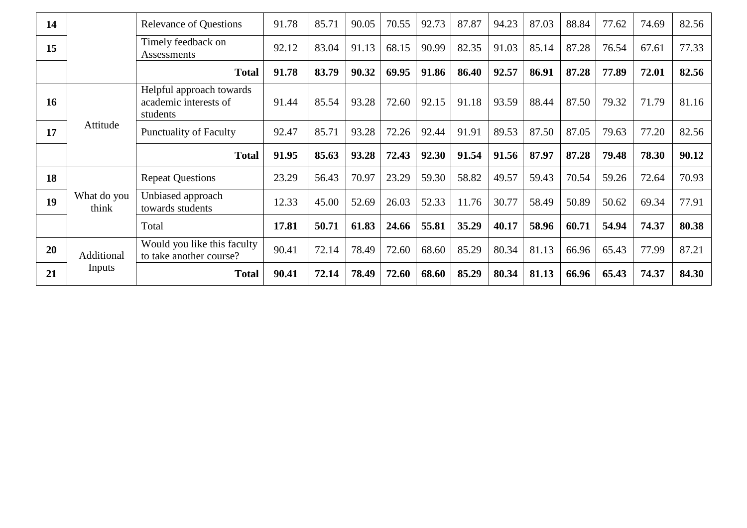| | | | | | | | | | | | | | | |
|---|---|---|---|---|---|---|---|---|---|---|---|---|---|---|
| **14** | | Relevance of Questions | 91.78 | 85.71 | 90.05 | 70.55 | 92.73 | 87.87 | 94.23 | 87.03 | 88.84 | 77.62 | 74.69 | 82.56 |
| **15** | | Timely feedback on Assessments | 92.12 | 83.04 | 91.13 | 68.15 | 90.99 | 82.35 | 91.03 | 85.14 | 87.28 | 76.54 | 67.61 | 77.33 |
| | | **Total** | **91.78** | **83.79** | **90.32** | **69.95** | **91.86** | **86.40** | **92.57** | **86.91** | **87.28** | **77.89** | **72.01** | **82.56** |
| **16** | Attitude | Helpful approach towards academic interests of students | 91.44 | 85.54 | 93.28 | 72.60 | 92.15 | 91.18 | 93.59 | 88.44 | 87.50 | 79.32 | 71.79 | 81.16 |
| **17** | | Punctuality of Faculty | 92.47 | 85.71 | 93.28 | 72.26 | 92.44 | 91.91 | 89.53 | 87.50 | 87.05 | 79.63 | 77.20 | 82.56 |
| | | **Total** | **91.95** | **85.63** | **93.28** | **72.43** | **92.30** | **91.54** | **91.56** | **87.97** | **87.28** | **79.48** | **78.30** | **90.12** |
| **18** | What do you think | Repeat Questions | 23.29 | 56.43 | 70.97 | 23.29 | 59.30 | 58.82 | 49.57 | 59.43 | 70.54 | 59.26 | 72.64 | 70.93 |
| **19** | | Unbiased approach towards students | 12.33 | 45.00 | 52.69 | 26.03 | 52.33 | 11.76 | 30.77 | 58.49 | 50.89 | 50.62 | 69.34 | 77.91 |
| | | Total | **17.81** | **50.71** | **61.83** | **24.66** | **55.81** | **35.29** | **40.17** | **58.96** | **60.71** | **54.94** | **74.37** | **80.38** |
| **20** | Additional Inputs | Would you like this faculty to take another course? | 90.41 | 72.14 | 78.49 | 72.60 | 68.60 | 85.29 | 80.34 | 81.13 | 66.96 | 65.43 | 77.99 | 87.21 |
| **21** | | **Total** | **90.41** | **72.14** | **78.49** | **72.60** | **68.60** | **85.29** | **80.34** | **81.13** | **66.96** | **65.43** | **74.37** | **84.30** |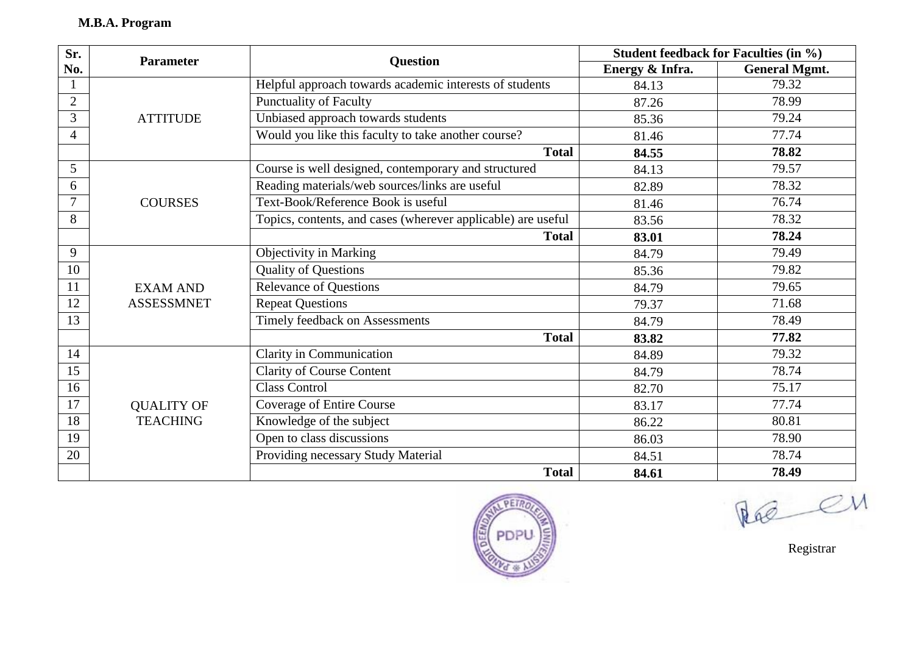**M.B.A. Program**

| Sr. No. | Parameter | Question | Student feedback for Faculties (in %) | |
|---|---|---|---|---|
| | | | Energy & Infra. | General Mgmt. |
| 1 | ATTITUDE | Helpful approach towards academic interests of students | 84.13 | 79.32 |
| 2 | | Punctuality of Faculty | 87.26 | 78.99 |
| 3 | | Unbiased approach towards students | 85.36 | 79.24 |
| 4 | | Would you like this faculty to take another course? | 81.46 | 77.74 |
| | | **Total** | **84.55** | **78.82** |
| 5 | COURSES | Course is well designed, contemporary and structured | 84.13 | 79.57 |
| 6 | | Reading materials/web sources/links are useful | 82.89 | 78.32 |
| 7 | | Text-Book/Reference Book is useful | 81.46 | 76.74 |
| 8 | | Topics, contents, and cases (wherever applicable) are useful | 83.56 | 78.32 |
| | | **Total** | **83.01** | **78.24** |
| 9 | EXAM AND ASSESSMNET | Objectivity in Marking | 84.79 | 79.49 |
| 10 | | Quality of Questions | 85.36 | 79.82 |
| 11 | | Relevance of Questions | 84.79 | 79.65 |
| 12 | | Repeat Questions | 79.37 | 71.68 |
| 13 | | Timely feedback on Assessments | 84.79 | 78.49 |
| | | **Total** | **83.82** | **77.82** |
| 14 | QUALITY OF TEACHING | Clarity in Communication | 84.89 | 79.32 |
| 15 | | Clarity of Course Content | 84.79 | 78.74 |
| 16 | | Class Control | 82.70 | 75.17 |
| 17 | | Coverage of Entire Course | 83.17 | 77.74 |
| 18 | | Knowledge of the subject | 86.22 | 80.81 |
| 19 | | Open to class discussions | 86.03 | 78.90 |
| 20 | | Providing necessary Study Material | 84.51 | 78.74 |
| | | **Total** | **84.61** | **78.49** |

Registrar